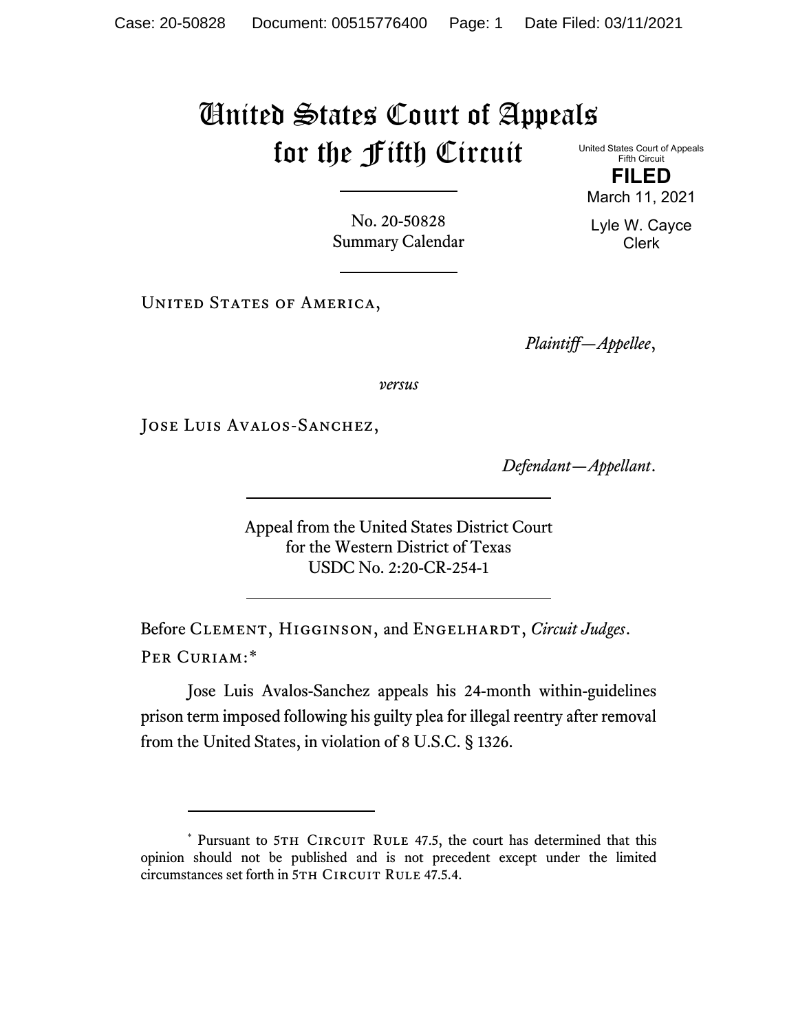# United States Court of Appeals for the Fifth Circuit

United States Court of Appeals
Fifth Circuit

**FILED**

March 11, 2021

Lyle W. Cayce
Clerk

No. 20-50828
Summary Calendar

---

United States of America,

*Plaintiff—Appellee*,

*versus*

Jose Luis Avalos-Sanchez,

*Defendant—Appellant*.

---

Appeal from the United States District Court
for the Western District of Texas
USDC No. 2:20-CR-254-1

---

Before Clement, Higginson, and Engelhardt, *Circuit Judges*.

Per Curiam:*

Jose Luis Avalos-Sanchez appeals his 24-month within-guidelines prison term imposed following his guilty plea for illegal reentry after removal from the United States, in violation of 8 U.S.C. § 1326.

---

* Pursuant to 5th Circuit Rule 47.5, the court has determined that this opinion should not be published and is not precedent except under the limited circumstances set forth in 5th Circuit Rule 47.5.4.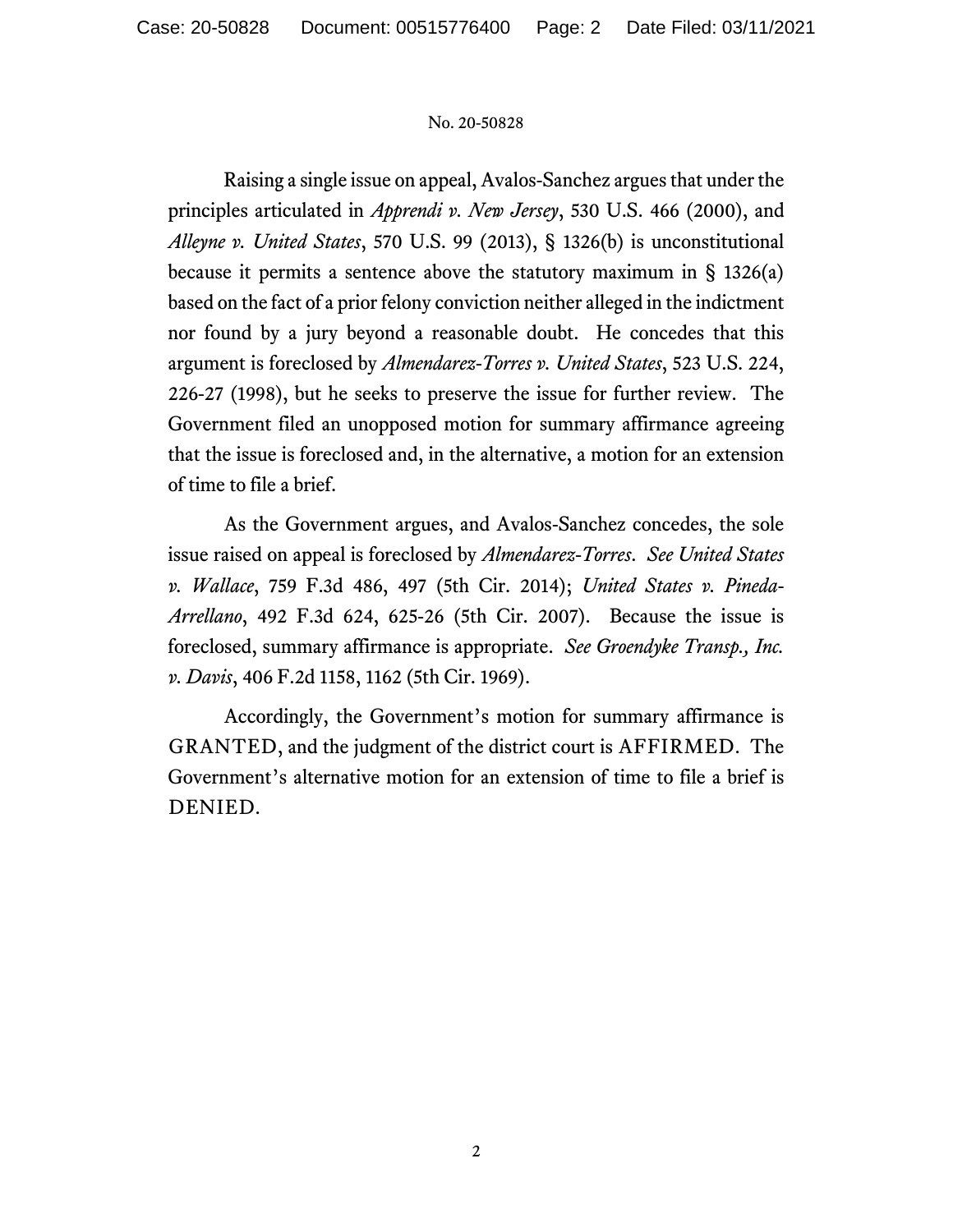Raising a single issue on appeal, Avalos-Sanchez argues that under the principles articulated in *Apprendi v. New Jersey*, 530 U.S. 466 (2000), and *Alleyne v. United States*, 570 U.S. 99 (2013), § 1326(b) is unconstitutional because it permits a sentence above the statutory maximum in § 1326(a) based on the fact of a prior felony conviction neither alleged in the indictment nor found by a jury beyond a reasonable doubt. He concedes that this argument is foreclosed by *Almendarez-Torres v. United States*, 523 U.S. 224, 226-27 (1998), but he seeks to preserve the issue for further review. The Government filed an unopposed motion for summary affirmance agreeing that the issue is foreclosed and, in the alternative, a motion for an extension of time to file a brief.

As the Government argues, and Avalos-Sanchez concedes, the sole issue raised on appeal is foreclosed by *Almendarez-Torres*. *See United States v. Wallace*, 759 F.3d 486, 497 (5th Cir. 2014); *United States v. Pineda-Arrellano*, 492 F.3d 624, 625-26 (5th Cir. 2007). Because the issue is foreclosed, summary affirmance is appropriate. *See Groendyke Transp., Inc. v. Davis*, 406 F.2d 1158, 1162 (5th Cir. 1969).

Accordingly, the Government's motion for summary affirmance is GRANTED, and the judgment of the district court is AFFIRMED. The Government's alternative motion for an extension of time to file a brief is DENIED.